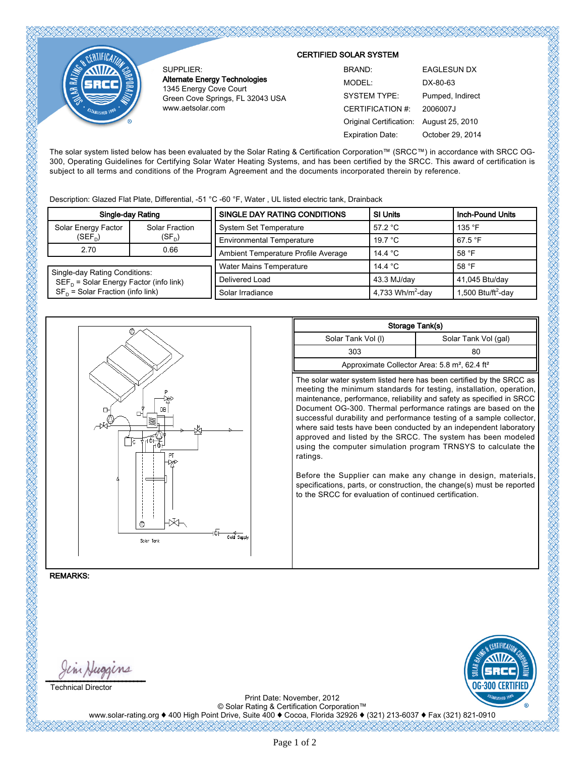## CERTIFIED SOLAR SYSTEM

SUPPLIER:
**Alternate Energy Technologies**
1345 Energy Cove Court
Green Cove Springs, FL 32043 USA
www.aetsolar.com

| | |
|---|---|
| BRAND: | EAGLESUN DX |
| MODEL: | DX-80-63 |
| SYSTEM TYPE: | Pumped, Indirect |
| CERTIFICATION #: | 2006007J |
| Original Certification: | August 25, 2010 |
| Expiration Date: | October 29, 2014 |

The solar system listed below has been evaluated by the Solar Rating & Certification Corporation™ (SRCC™) in accordance with SRCC OG-300, Operating Guidelines for Certifying Solar Water Heating Systems, and has been certified by the SRCC. This award of certification is subject to all terms and conditions of the Program Agreement and the documents incorporated therein by reference.

Description: Glazed Flat Plate, Differential, -51 °C -60 °F, Water , UL listed electric tank, Drainback

| **Single-day Rating** | |
|---|---|
| Solar Energy Factor ($SEF_D$) | Solar Fraction ($SF_D$) |
| 2.70 | 0.66 |

Single-day Rating Conditions:
$SEF_D$ = Solar Energy Factor (info link)
$SF_D$ = Solar Fraction (info link)

| **SINGLE DAY RATING CONDITIONS** | **SI Units** | **Inch-Pound Units** |
|---|---|---|
| System Set Temperature | 57.2 °C | 135 °F |
| Environmental Temperature | 19.7 °C | 67.5 °F |
| Ambient Temperature Profile Average | 14.4 °C | 58 °F |
| Water Mains Temperature | 14.4 °C | 58 °F |
| Delivered Load | 43.3 MJ/day | 41,045 Btu/day |
| Solar Irradiance | 4,733 $Wh/m^2$-day | 1,500 $Btu/ft^2$-day |

| **Storage Tank(s)** | |
|---|---|
| Solar Tank Vol (l) | Solar Tank Vol (gal) |
| 303 | 80 |
| Approximate Collector Area: 5.8 m², 62.4 ft² | |

The solar water system listed here has been certified by the SRCC as meeting the minimum standards for testing, installation, operation, maintenance, performance, reliability and safety as specified in SRCC Document OG-300. Thermal performance ratings are based on the successful durability and performance testing of a sample collector, where said tests have been conducted by an independent laboratory approved and listed by the SRCC. The system has been modeled using the computer simulation program TRNSYS to calculate the ratings.

Before the Supplier can make any change in design, materials, specifications, parts, or construction, the change(s) must be reported to the SRCC for evaluation of continued certification.

**REMARKS:**

Technical Director

Print Date: November, 2012
© Solar Rating & Certification Corporation™
www.solar-rating.org ♦ 400 High Point Drive, Suite 400 ♦ Cocoa, Florida 32926 ♦ (321) 213-6037 ♦ Fax (321) 821-0910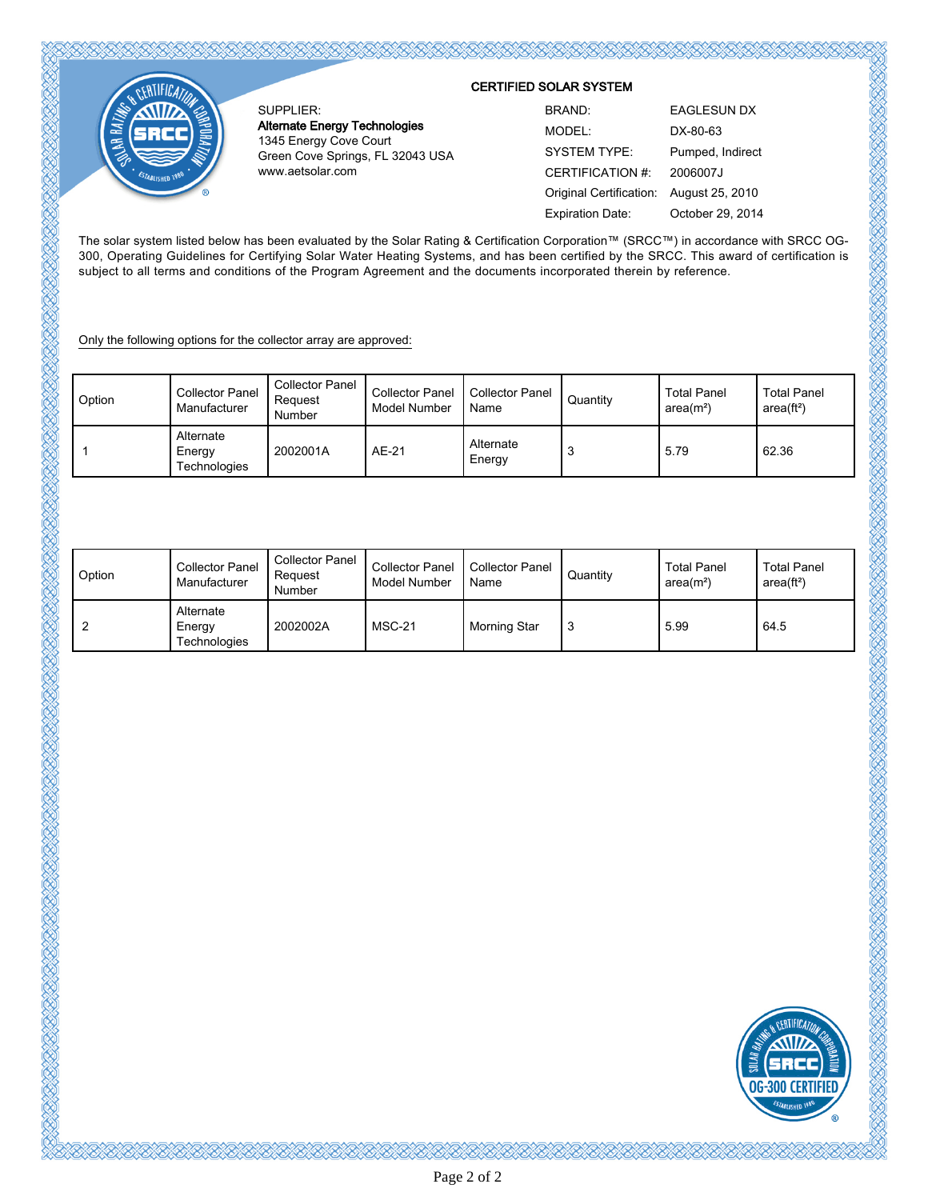SUPPLIER:
**Alternate Energy Technologies**
1345 Energy Cove Court
Green Cove Springs, FL 32043 USA
www.aetsolar.com

**CERTIFIED SOLAR SYSTEM**

| | |
|---|---|
| BRAND: | EAGLESUN DX |
| MODEL: | DX-80-63 |
| SYSTEM TYPE: | Pumped, Indirect |
| CERTIFICATION #: | 2006007J |
| Original Certification: | August 25, 2010 |
| Expiration Date: | October 29, 2014 |

The solar system listed below has been evaluated by the Solar Rating & Certification Corporation™ (SRCC™) in accordance with SRCC OG-300, Operating Guidelines for Certifying Solar Water Heating Systems, and has been certified by the SRCC. This award of certification is subject to all terms and conditions of the Program Agreement and the documents incorporated therein by reference.

Only the following options for the collector array are approved:

| Option | Collector Panel Manufacturer | Collector Panel Request Number | Collector Panel Model Number | Collector Panel Name | Quantity | Total Panel area($m^2$) | Total Panel area($ft^2$) |
|---|---|---|---|---|---|---|---|
| 1 | Alternate Energy Technologies | 2002001A | AE-21 | Alternate Energy | 3 | 5.79 | 62.36 |

| Option | Collector Panel Manufacturer | Collector Panel Request Number | Collector Panel Model Number | Collector Panel Name | Quantity | Total Panel area($m^2$) | Total Panel area($ft^2$) |
|---|---|---|---|---|---|---|---|
| 2 | Alternate Energy Technologies | 2002002A | MSC-21 | Morning Star | 3 | 5.99 | 64.5 |